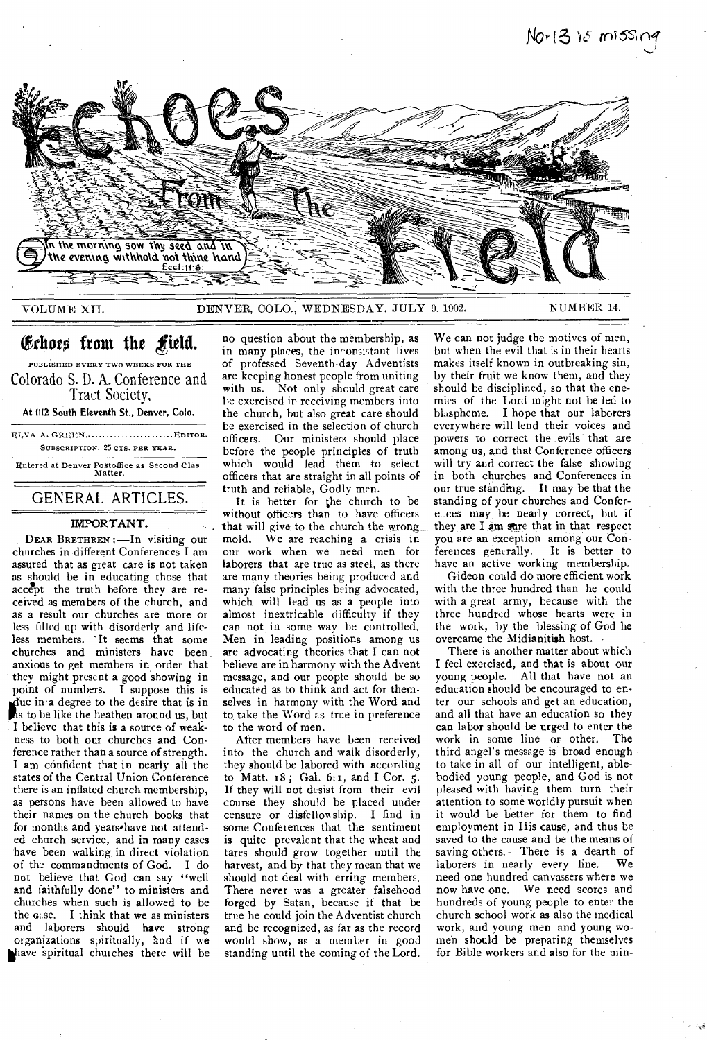No 13 is missing

# Echoes From The Field

In the morning sow thy seed and in the evening withhold not thine hand Eccl 11:6

VOLUME XII. DENVER, COLO., WEDNESDAY, JULY 9, 1902. NUMBER 14.

## Echoes from the Field.

PUBLISHED EVERY TWO WEEKS FOR THE

Colorado S. D. A. Conference and Tract Society,

At 1112 South Eleventh St., Denver, Colo.

ELVA A. GREEN, ........................EDITOR.

SUBSCRIPTION, 25 CTS. PER YEAR.

Entered at Denver Postoffice as Second Clas Matter.

## GENERAL ARTICLES.

### IMPORTANT.

DEAR BRETHREN:—In visiting our churches in different Conferences I am assured that as great care is not taken as should be in educating those that accept the truth before they are received as members of the church, and as a result our churches are more or less filled up with disorderly and lifeless members. It seems that some churches and ministers have been anxious to get members in order that they might present a good showing in point of numbers. I suppose this is due in a degree to the desire that is in us to be like the heathen around us, but I believe that this is a source of weakness to both our churches and Conference rather than a source of strength. I am confident that in nearly all the states of the Central Union Conference there is an inflated church membership, as persons have been allowed to have their names on the church books that for months and years have not attended church service, and in many cases have been walking in direct violation of the commandments of God. I do not believe that God can say "well and faithfully done" to ministers and churches when such is allowed to be the case. I think that we as ministers and laborers should have strong organizations spiritually, and if we have spiritual churches there will be no question about the membership, as in many places, the inconsistant lives of professed Seventh-day Adventists are keeping honest people from uniting with us. Not only should great care be exercised in receiving members into the church, but also great care should be exercised in the selection of church officers. Our ministers should place before the people principles of truth which would lead them to select officers that are straight in all points of truth and reliable, Godly men.

It is better for the church to be without officers than to have officers that will give to the church the wrong mold. We are reaching a crisis in our work when we need men for laborers that are true as steel, as there are many theories being produced and many false principles being advocated, which will lead us as a people into almost inextricable difficulty if they can not in some way be controlled. Men in leading positions among us are advocating theories that I can not believe are in harmony with the Advent message, and our people should be so educated as to think and act for themselves in harmony with the Word and to take the Word as true in preference to the word of men.

After members have been received into the church and walk disorderly, they should be labored with according to Matt. 18; Gal. 6:1, and I Cor. 5. If they will not desist from their evil course they should be placed under censure or disfellowship. I find in some Conferences that the sentiment is quite prevalent that the wheat and tares should grow together until the harvest, and by that they mean that we should not deal with erring members. There never was a greater falsehood forged by Satan, because if that be true he could join the Adventist church and be recognized, as far as the record would show, as a member in good standing until the coming of the Lord. We can not judge the motives of men, but when the evil that is in their hearts makes itself known in outbreaking sin, by their fruit we know them, and they should be disciplined, so that the enemies of the Lord might not be led to blaspheme. I hope that our laborers everywhere will lend their voices and powers to correct the evils that are among us, and that Conference officers will try and correct the false showing in both churches and Conferences in our true standing. It may be that the standing of your churches and Conferences may be nearly correct, but if they are I am sure that in that respect you are an exception among our Conferences generally. It is better to have an active working membership.

Gideon could do more efficient work with the three hundred than he could with a great army, because with the three hundred whose hearts were in the work, by the blessing of God he overcame the Midianitish host.

There is another matter about which I feel exercised, and that is about our young people. All that have not an education should be encouraged to enter our schools and get an education, and all that have an education so they can labor should be urged to enter the work in some line or other. The third angel's message is broad enough to take in all of our intelligent, able-bodied young people, and God is not pleased with having them turn their attention to some worldly pursuit when it would be better for them to find employment in His cause, and thus be saved to the cause and be the means of saving others. There is a dearth of laborers in nearly every line. We need one hundred canvassers where we now have one. We need scores and hundreds of young people to enter the church school work as also the medical work, and young men and young women should be preparing themselves for Bible workers and also for the min-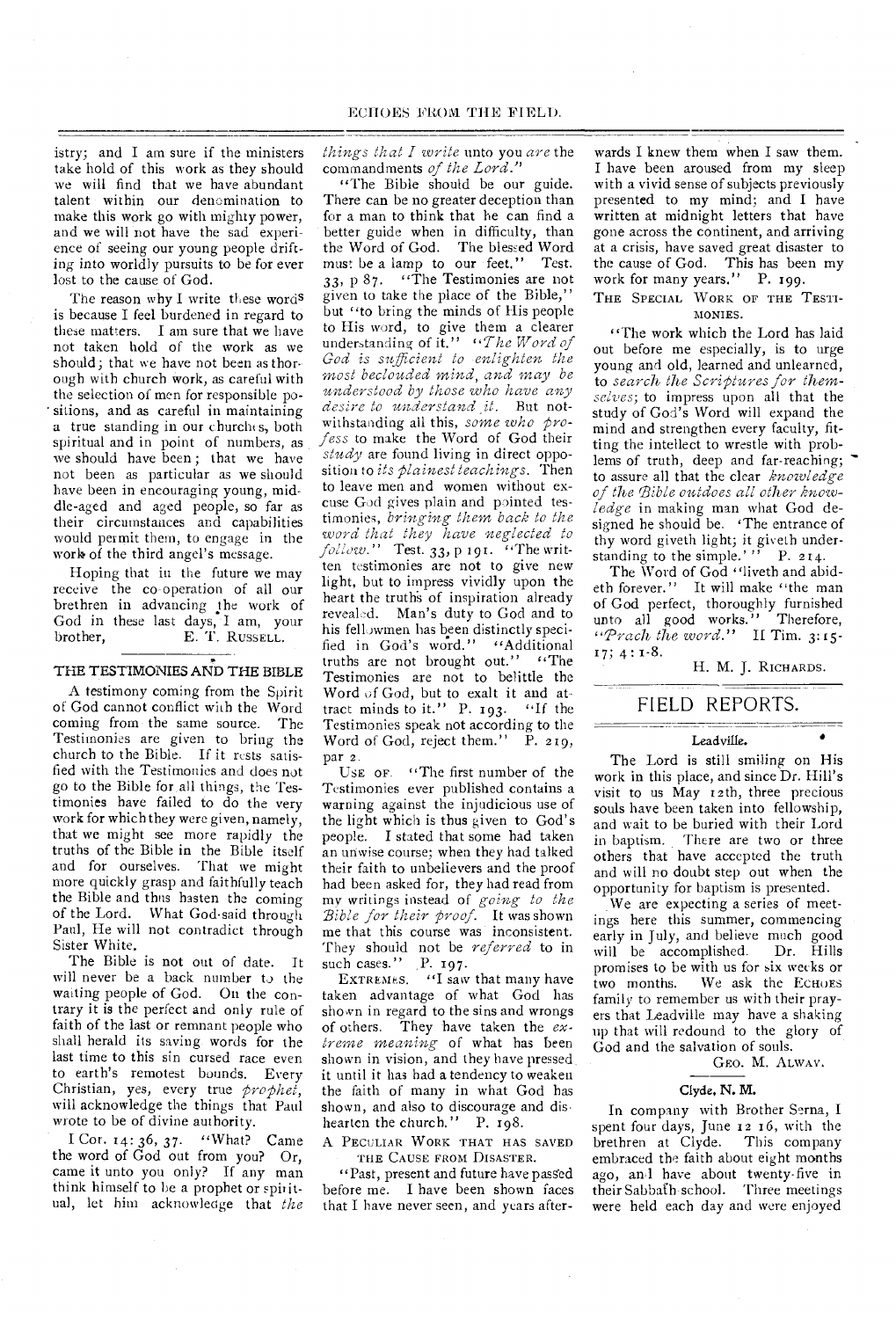istry; and I am sure if the ministers take hold of this work as they should we will find that we have abundant talent within our denomination to make this work go with mighty power, and we will not have the sad experience of seeing our young people drifting into worldly pursuits to be for ever lost to the cause of God.

The reason why I write these words is because I feel burdened in regard to these matters. I am sure that we have not taken hold of the work as we should; that we have not been as thorough with church work, as careful with the selection of men for responsible positions, and as careful in maintaining a true standing in our churches, both spiritual and in point of numbers, as we should have been; that we have not been as particular as we should have been in encouraging young, middle-aged and aged people, so far as their circumstances and capabilities would permit them, to engage in the work of the third angel's message.

Hoping that in the future we may receive the co-operation of all our brethren in advancing the work of God in these last days, I am, your brother, E. T. RUSSELL.

## THE TESTIMONIES AND THE BIBLE

A testimony coming from the Spirit of God cannot conflict with the Word coming from the same source. The Testimonies are given to bring the church to the Bible. If it rests satisfied with the Testimonies and does not go to the Bible for all things, the Testimonies have failed to do the very work for which they were given, namely, that we might see more rapidly the truths of the Bible in the Bible itself and for ourselves. That we might more quickly grasp and faithfully teach the Bible and thus hasten the coming of the Lord. What God said through Paul, He will not contradict through Sister White.

The Bible is not out of date. It will never be a back number to the waiting people of God. On the contrary it is the perfect and only rule of faith of the last or remnant people who shall herald its saving words for the last time to this sin cursed race even to earth's remotest bounds. Every Christian, yes, every true *prophet*, will acknowledge the things that Paul wrote to be of divine authority.

I Cor. 14: 36, 37. "What? Came the word of God out from you? Or, came it unto you only? If any man think himself to be a prophet or spiritual, let him acknowledge that *the things that I write* unto you *are* the commandments *of the Lord*."

"The Bible should be our guide. There can be no greater deception than for a man to think that he can find a better guide when in difficulty, than the Word of God. The blessed Word must be a lamp to our feet." Test. 33, p 87. "The Testimonies are not given to take the place of the Bible," but "to bring the minds of His people to His word, to give them a clearer understanding of it." "*The Word of God is sufficient to enlighten the most beclouded mind, and may be understood by those who have any desire to understand it.* But notwithstanding all this, *some who profess* to make the Word of God their *study* are found living in direct opposition to *its plainest teachings*. Then to leave men and women without excuse God gives plain and pointed testimonies, *bringing them back to the word that they have neglected to follow.*" Test. 33, p 191. "The written testimonies are not to give new light, but to impress vividly upon the heart the truths of inspiration already revealed. Man's duty to God and to his fellowmen has been distinctly specified in God's word." "Additional truths are not brought out." "The Testimonies are not to belittle the Word of God, but to exalt it and attract minds to it." P. 193. "If the Testimonies speak not according to the Word of God, reject them." P. 219, par 2.

USE OF. "The first number of the Testimonies ever published contains a warning against the injudicious use of the light which is thus given to God's people. I stated that some had taken an unwise course; when they had talked their faith to unbelievers and the proof had been asked for, they had read from my writings instead of *going to the Bible for their proof*. It was shown me that this course was inconsistent. They should not be *referred* to in such cases." P. 197.

EXTREMES. "I saw that many have taken advantage of what God has shown in regard to the sins and wrongs of others. They have taken the *extreme meaning* of what has been shown in vision, and they have pressed it until it has had a tendency to weaken the faith of many in what God has shown, and also to discourage and dishearten the church." P. 198.

A PECULIAR WORK THAT HAS SAVED THE CAUSE FROM DISASTER.

"Past, present and future have passed before me. I have been shown faces that I have never seen, and years afterwards I knew them when I saw them. I have been aroused from my sleep with a vivid sense of subjects previously presented to my mind; and I have written at midnight letters that have gone across the continent, and arriving at a crisis, have saved great disaster to the cause of God. This has been my work for many years." P. 199.

THE SPECIAL WORK OF THE TESTIMONIES.

"The work which the Lord has laid out before me especially, is to urge young and old, learned and unlearned, to *search the Scriptures for themselves*; to impress upon all that the study of God's Word will expand the mind and strengthen every faculty, fitting the intellect to wrestle with problems of truth, deep and far-reaching; to assure all that the clear *knowledge of the Bible outdoes all other knowledge* in making man what God designed he should be. 'The entrance of thy word giveth light; it giveth understanding to the simple.'" P. 214.

The Word of God "liveth and abideth forever." It will make "the man of God perfect, thoroughly furnished unto all good works." Therefore, "*Prach the word.*" II Tim. 3:15-17; 4: 1-8.

H. M. J. RICHARDS.

## FIELD REPORTS.

### Leadville.

The Lord is still smiling on His work in this place, and since Dr. Hill's visit to us May 12th, three precious souls have been taken into fellowship, and wait to be buried with their Lord in baptism. There are two or three others that have accepted the truth and will no doubt step out when the opportunity for baptism is presented.

We are expecting a series of meetings here this summer, commencing early in July, and believe much good will be accomplished. Dr. Hills promises to be with us for six weeks or two months. We ask the ECHOES family to remember us with their prayers that Leadville may have a shaking up that will redound to the glory of God and the salvation of souls.

GEO. M. ALWAY.

### Clyde, N. M.

In company with Brother Serna, I spent four days, June 12 16, with the brethren at Clyde. This company embraced the faith about eight months ago, and have about twenty-five in their Sabbath-school. Three meetings were held each day and were enjoyed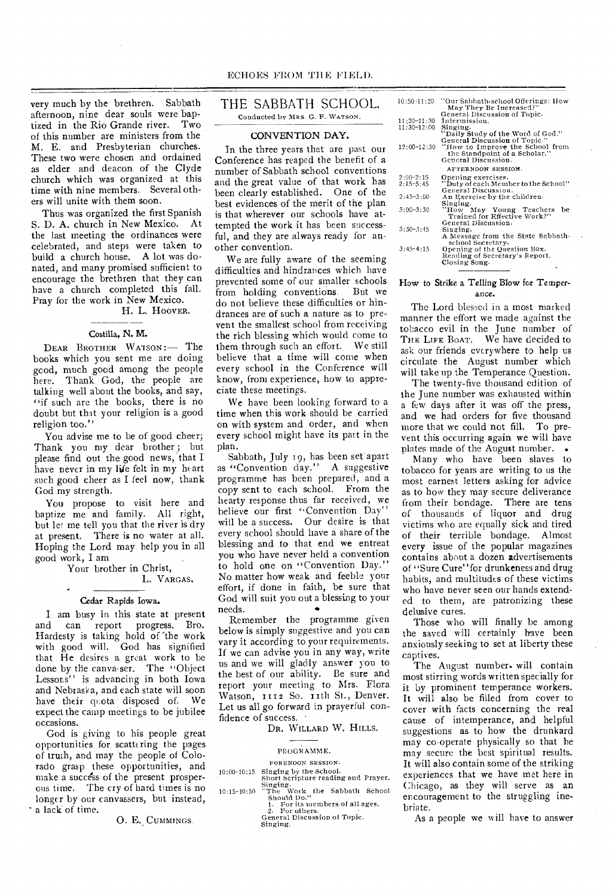very much by the brethren. Sabbath afternoon, nine dear souls were baptized in the Rio Grande river. Two of this number are ministers from the M. E. and Presbyterian churches. These two were chosen and ordained as elder and deacon of the Clyde church which was organized at this time with nine members. Several others will unite with them soon.

Thus was organized the first Spanish S. D. A. church in New Mexico. At the last meeting the ordinances were celebrated, and steps were taken to build a church house. A lot was donated, and many promised sufficient to encourage the brethren that they can have a church completed this fall. Pray for the work in New Mexico.

H. L. HOOVER.

### Costilla, N. M.

DEAR BROTHER WATSON:— The books which you sent me are doing good, much good among the people here. Thank God, the people are talking well about the books, and say, "if such are the books, there is no doubt but that your religion is a good religion too."

You advise me to be of good cheer; Thank you my dear brother; but please find out the good news, that I have never in my life felt in my heart such good cheer as I feel now, thank God my strength.

You propose to visit here and baptize me and family. All right, but let me tell you that the river is dry at present. There is no water at all. Hoping the Lord may help you in all good work, I am

Your brother in Christ,

L. VARGAS.

### Cedar Rapids Iowa.

I am busy in this state at present and can report progress. Bro. Hardesty is taking hold of the work with good will. God has signified that He desires a great work to be done by the canvasser. The "Object Lessons" is advancing in both Iowa and Nebraska, and each state will soon have their quota disposed of. We expect the camp meetings to be jubilee occasions.

God is giving to his people great opportunities for scattering the pages of truth, and may the people of Colorado grasp these opportunities, and make a success of the present prosperous time. The cry of hard times is no longer by our canvassers, but instead, a lack of time.

O. E. CUMMINGS.

## THE SABBATH SCHOOL.

Conducted by MRS. G. F. WATSON.

### CONVENTION DAY.

In the three years that are past our Conference has reaped the benefit of a number of Sabbath school conventions and the great value of that work has been clearly established. One of the best evidences of the merit of the plan is that wherever our schools have attempted the work it has been successful, and they are always ready for another convention.

We are fully aware of the seeming difficulties and hindrances which have prevented some of our smaller schools from holding conventions. But we do not believe these difficulties or hindrances are of such a nature as to prevent the smallest school from receiving the rich blessing which would come to them through such an effort. We still believe that a time will come when every school in the Conference will know, from experience, how to appreciate these meetings.

We have been looking forward to a time when this work should be carried on with system and order, and when every school might have its part in the plan.

Sabbath, July 19, has been set apart as "Convention day." A suggestive programme has been prepared, and a copy sent to each school. From the hearty response thus far received, we believe our first "Convention Day" will be a success. Our desire is that every school should have a share of the blessing and to that end we entreat you who have never held a convention to hold one on "Convention Day." No matter how weak and feeble your effort, if done in faith, be sure that God will suit you out a blessing to your needs.

Remember the programme given below is simply suggestive and you can vary it according to your requirements. If we can advise you in any way, write us and we will gladly answer you to the best of our ability. Be sure and report your meeting to Mrs. Flora Watson, 1112 So. 11th St., Denver. Let us all go forward in prayerful confidence of success.

DR. WILLARD W. HILLS.

#### PROGRAMME.

FORENOON SESSION.

10:00–10:15 Singing by the School.
Short Scripture reading and Prayer.
Singing.

10:15–10:50 "The Work the Sabbath School Should Do."
1. For its members of all ages.
2. For others.
General Discussion of Topic.
Singing.

10:50–11:20 "Our Sabbath-school Offerings: How May They Be Increased?"
General Discussion of Topic.

11:20–11:30 Intermission.

11:30–12:00 Singing.
"Daily Study of the Word of God."
General Discussion of Topic.

12:00–12:30 "How to Improve the School from the Standpoint of a Scholar."
General Discussion.

AFTERNOON SESSION.

2:00–2:15 Opening exercises.

2:15–2:45 "Duty of each Member to the School"
General Discussion.

2:45–3:00 An Exercise by the children.
Singing.

3:00–3:30 "How May Young Teachers be Trained for Effective Work?"
General Discussion.

3:30–3:45 Singing.
A Message from the State Sabbath-school Secretary.

3:45–4:15 Opening of the Question Box.
Reading of Secretary's Report.
Closing Song.

### How to Strike a Telling Blow for Temperance.

The Lord blessed in a most marked manner the effort we made against the tobacco evil in the June number of THE LIFE BOAT. We have decided to ask our friends everywhere to help us circulate the August number which will take up the Temperance Question.

The twenty-five thousand edition of the June number was exhausted within a few days after it was off the press, and we had orders for five thousand more that we could not fill. To prevent this occurring again we will have plates made of the August number.

Many who have been slaves to tobacco for years are writing to us the most earnest letters asking for advice as to how they may secure deliverance from their bondage. There are tens of thousands of liquor and drug victims who are equally sick and tired of their terrible bondage. Almost every issue of the popular magazines contains about a dozen advertisements of "Sure Cure" for drunkenness and drug habits, and multitudes of these victims who have never seen our hands extended to them, are patronizing these delusive cures.

Those who will finally be among the saved will certainly have been anxiously seeking to set at liberty these captives.

The August number will contain most stirring words written specially for it by prominent temperance workers. It will also be filled from cover to cover with facts concerning the real cause of intemperance, and helpful suggestions as to how the drunkard may co-operate physically so that he may secure the best spiritual results. It will also contain some of the striking experiences that we have met here in Chicago, as they will serve as an encouragement to the struggling inebriate.

As a people we will have to answer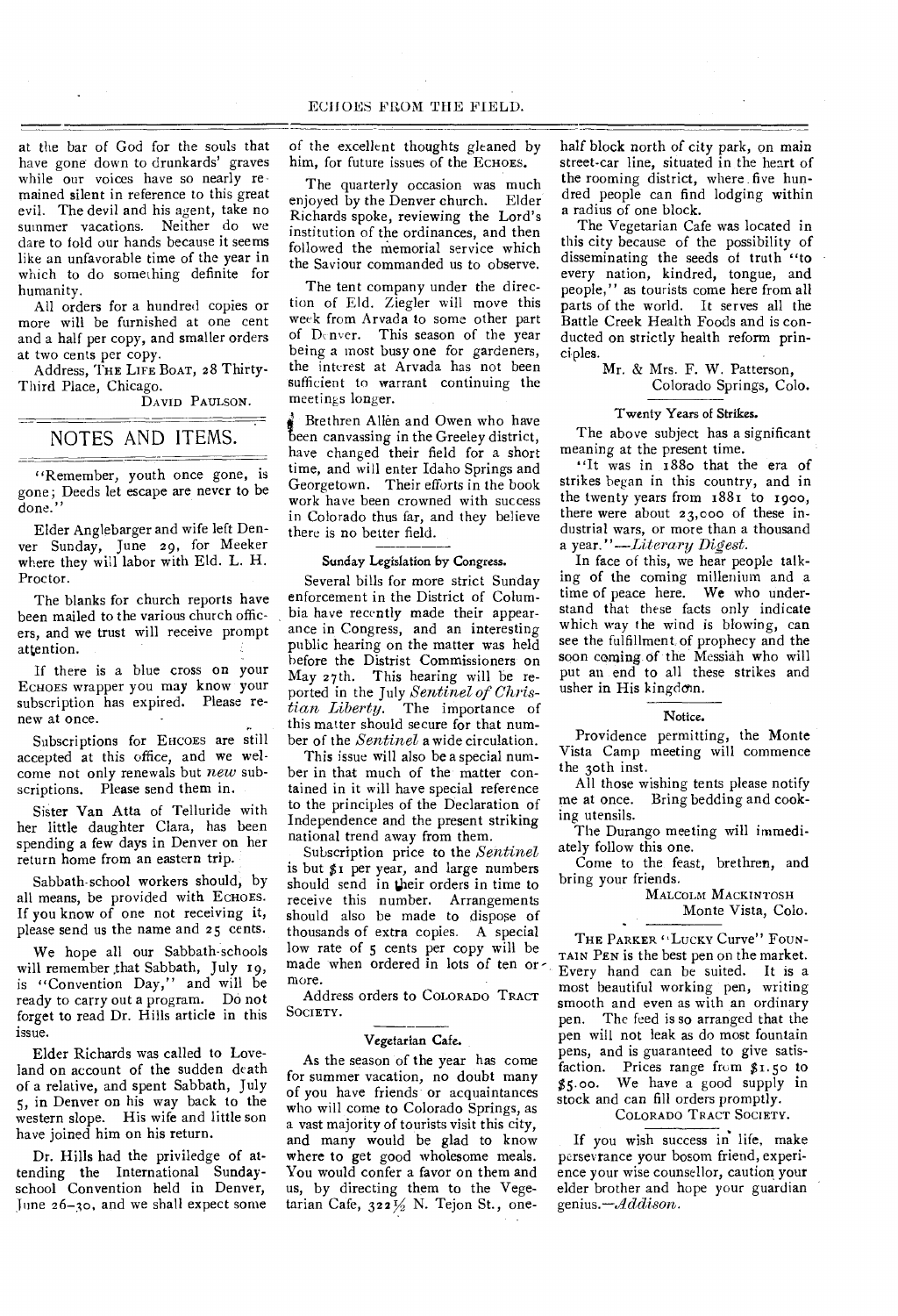at the bar of God for the souls that have gone down to drunkards' graves while our voices have so nearly remained silent in reference to this great evil. The devil and his agent, take no summer vacations. Neither do we dare to fold our hands because it seems like an unfavorable time of the year in which to do something definite for humanity.

All orders for a hundred copies or more will be furnished at one cent and a half per copy, and smaller orders at two cents per copy.

Address, THE LIFE BOAT, 28 Thirty-Third Place, Chicago.

DAVID PAULSON.

## NOTES AND ITEMS.

"Remember, youth once gone, is gone; Deeds let escape are never to be done."

Elder Anglebarger and wife left Denver Sunday, June 29, for Meeker where they will labor with Eld. L. H. Proctor.

The blanks for church reports have been mailed to the various church officers, and we trust will receive prompt attention.

If there is a blue cross on your ECHOES wrapper you may know your subscription has expired. Please renew at once.

Subscriptions for EHCOES are still accepted at this office, and we welcome not only renewals but *new* subscriptions. Please send them in.

Sister Van Atta of Telluride with her little daughter Clara, has been spending a few days in Denver on her return home from an eastern trip.

Sabbath-school workers should, by all means, be provided with ECHOES. If you know of one not receiving it, please send us the name and 25 cents.

We hope all our Sabbath-schools will remember that Sabbath, July 19, is "Convention Day," and will be ready to carry out a program. Do not forget to read Dr. Hills article in this issue.

Elder Richards was called to Loveland on account of the sudden death of a relative, and spent Sabbath, July 5, in Denver on his way back to the western slope. His wife and little son have joined him on his return.

Dr. Hills had the priviledge of attending the International Sunday-school Convention held in Denver, June 26–30, and we shall expect some of the excellent thoughts gleaned by him, for future issues of the ECHOES.

The quarterly occasion was much enjoyed by the Denver church. Elder Richards spoke, reviewing the Lord's institution of the ordinances, and then followed the memorial service which the Saviour commanded us to observe.

The tent company under the direction of Eld. Ziegler will move this week from Arvada to some other part of Denver. This season of the year being a most busy one for gardeners, the interest at Arvada has not been sufficient to warrant continuing the meetings longer.

Brethren Allen and Owen who have been canvassing in the Greeley district, have changed their field for a short time, and will enter Idaho Springs and Georgetown. Their efforts in the book work have been crowned with success in Colorado thus far, and they believe there is no better field.

#### Sunday Legislation by Congress.

Several bills for more strict Sunday enforcement in the District of Columbia have recently made their appearance in Congress, and an interesting public hearing on the matter was held before the Distrist Commissioners on May 27th. This hearing will be reported in the July *Sentinel of Christian Liberty*. The importance of this matter should secure for that number of the *Sentinel* a wide circulation.

This issue will also be a special number in that much of the matter contained in it will have special reference to the principles of the Declaration of Independence and the present striking national trend away from them.

Subscription price to the *Sentinel* is but $1 per year, and large numbers should send in their orders in time to receive this number. Arrangements should also be made to dispose of thousands of extra copies. A special low rate of 5 cents per copy will be made when ordered in lots of ten or more.

Address orders to COLORADO TRACT SOCIETY.

#### Vegetarian Cafe.

As the season of the year has come for summer vacation, no doubt many of you have friends or acquaintances who will come to Colorado Springs, as a vast majority of tourists visit this city, and many would be glad to know where to get good wholesome meals. You would confer a favor on them and us, by directing them to the Vegetarian Cafe, 322½ N. Tejon St., one-half block north of city park, on main street-car line, situated in the heart of the rooming district, where five hundred people can find lodging within a radius of one block.

The Vegetarian Cafe was located in this city because of the possibility of disseminating the seeds of truth "to every nation, kindred, tongue, and people," as tourists come here from all parts of the world. It serves all the Battle Creek Health Foods and is conducted on strictly health reform principles.

Mr. & Mrs. F. W. Patterson,
Colorado Springs, Colo.

#### Twenty Years of Strikes.

The above subject has a significant meaning at the present time.

"It was in 1880 that the era of strikes began in this country, and in the twenty years from 1881 to 1900, there were about 23,000 of these industrial wars, or more than a thousand a year."—*Literary Digest*.

In face of this, we hear people talking of the coming millenium and a time of peace here. We who understand that these facts only indicate which way the wind is blowing, can see the fulfillment of prophecy and the soon coming of the Messiah who will put an end to all these strikes and usher in His kingdom.

#### Notice.

Providence permitting, the Monte Vista Camp meeting will commence the 30th inst.

All those wishing tents please notify me at once. Bring bedding and cooking utensils.

The Durango meeting will immediately follow this one.

Come to the feast, brethren, and bring your friends.

MALCOLM MACKINTOSH
Monte Vista, Colo.

THE PARKER "LUCKY CURVE" FOUNTAIN PEN is the best pen on the market. Every hand can be suited. It is a most beautiful working pen, writing smooth and even as with an ordinary pen. The feed is so arranged that the pen will not leak as do most fountain pens, and is guaranteed to give satisfaction. Prices range from $1.50 to $5.00. We have a good supply in stock and can fill orders promptly.

COLORADO TRACT SOCIETY.

If you wish success in life, make perseverance your bosom friend, experience your wise counsellor, caution your elder brother and hope your guardian genius.—*Addison*.